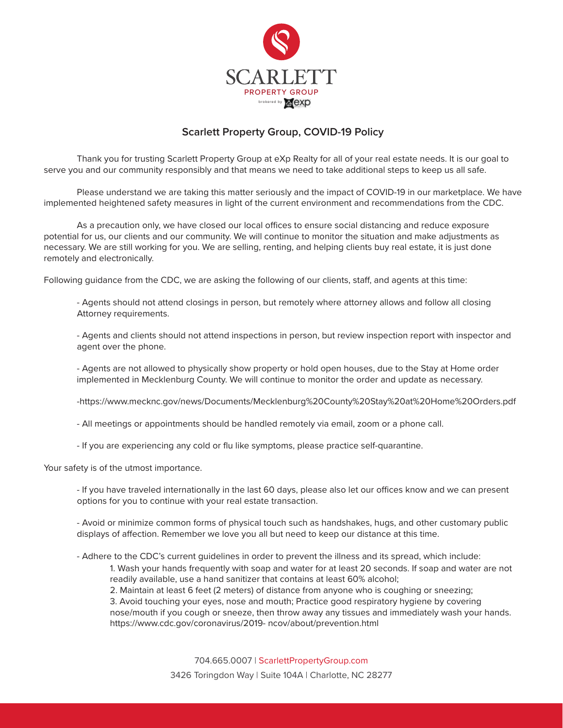SCARLETT

PROPERTY GROUP

brokered by eXp

## Scarlett Property Group, COVID-19 Policy

Thank you for trusting Scarlett Property Group at eXp Realty for all of your real estate needs. It is our goal to serve you and our community responsibly and that means we need to take additional steps to keep us all safe.

Please understand we are taking this matter seriously and the impact of COVID-19 in our marketplace. We have implemented heightened safety measures in light of the current environment and recommendations from the CDC.

As a precaution only, we have closed our local offices to ensure social distancing and reduce exposure potential for us, our clients and our community. We will continue to monitor the situation and make adjustments as necessary. We are still working for you. We are selling, renting, and helping clients buy real estate, it is just done remotely and electronically.

Following guidance from the CDC, we are asking the following of our clients, staff, and agents at this time:

- Agents should not attend closings in person, but remotely where attorney allows and follow all closing Attorney requirements.

- Agents and clients should not attend inspections in person, but review inspection report with inspector and agent over the phone.

- Agents are not allowed to physically show property or hold open houses, due to the Stay at Home order implemented in Mecklenburg County. We will continue to monitor the order and update as necessary.

-https://www.mecknc.gov/news/Documents/Mecklenburg%20County%20Stay%20at%20Home%20Orders.pdf

- All meetings or appointments should be handled remotely via email, zoom or a phone call.

- If you are experiencing any cold or flu like symptoms, please practice self-quarantine.

Your safety is of the utmost importance.

- If you have traveled internationally in the last 60 days, please also let our offices know and we can present options for you to continue with your real estate transaction.

- Avoid or minimize common forms of physical touch such as handshakes, hugs, and other customary public displays of affection. Remember we love you all but need to keep our distance at this time.

- Adhere to the CDC's current guidelines in order to prevent the illness and its spread, which include:
    1. Wash your hands frequently with soap and water for at least 20 seconds. If soap and water are not readily available, use a hand sanitizer that contains at least 60% alcohol;
    2. Maintain at least 6 feet (2 meters) of distance from anyone who is coughing or sneezing;
    3. Avoid touching your eyes, nose and mouth; Practice good respiratory hygiene by covering nose/mouth if you cough or sneeze, then throw away any tissues and immediately wash your hands. https://www.cdc.gov/coronavirus/2019- ncov/about/prevention.html

704.665.0007 | ScarlettPropertyGroup.com

3426 Toringdon Way | Suite 104A | Charlotte, NC 28277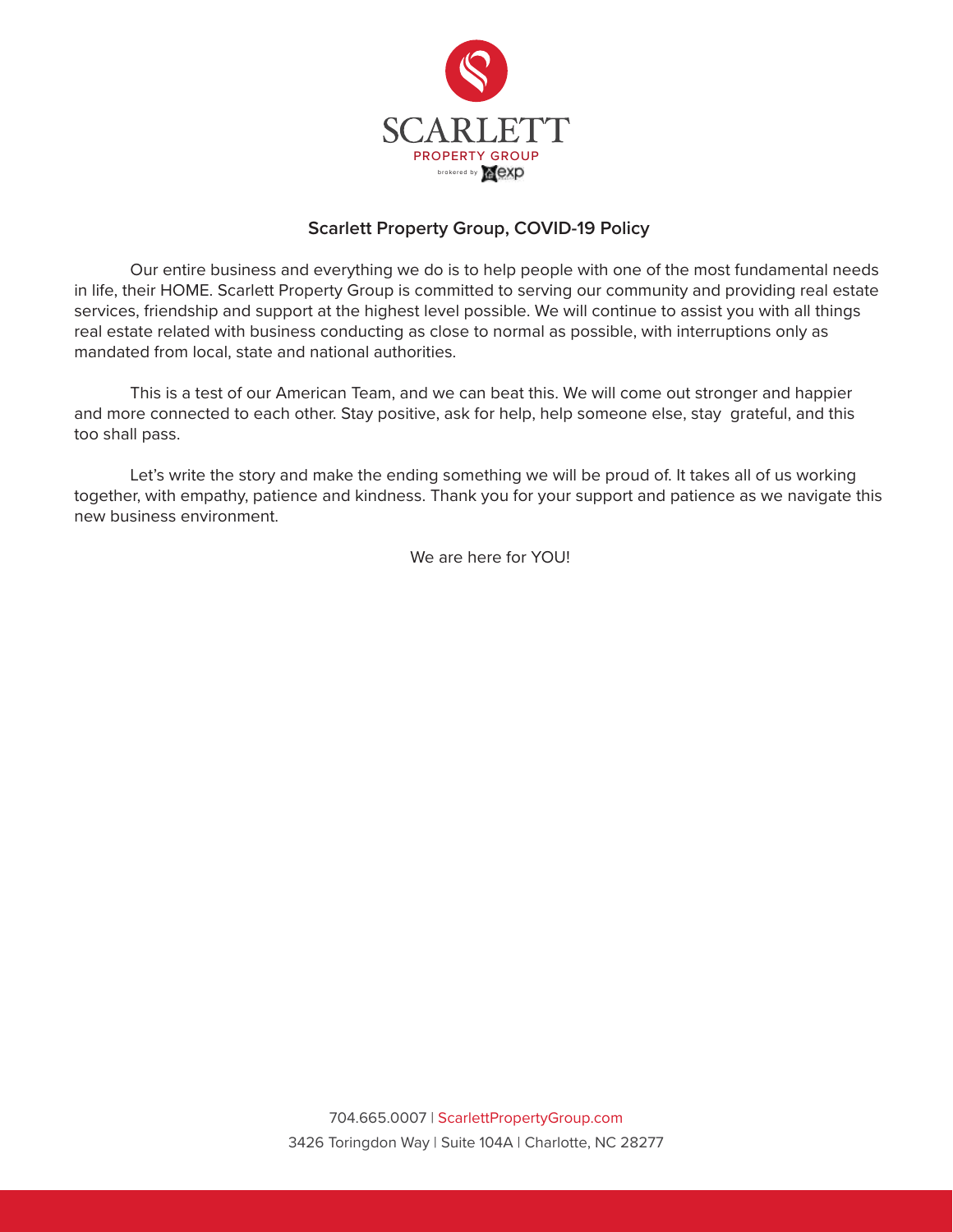SCARLETT

PROPERTY GROUP

brokered by exp

## Scarlett Property Group, COVID-19 Policy

Our entire business and everything we do is to help people with one of the most fundamental needs in life, their HOME. Scarlett Property Group is committed to serving our community and providing real estate services, friendship and support at the highest level possible. We will continue to assist you with all things real estate related with business conducting as close to normal as possible, with interruptions only as mandated from local, state and national authorities.

This is a test of our American Team, and we can beat this. We will come out stronger and happier and more connected to each other. Stay positive, ask for help, help someone else, stay grateful, and this too shall pass.

Let's write the story and make the ending something we will be proud of. It takes all of us working together, with empathy, patience and kindness. Thank you for your support and patience as we navigate this new business environment.

We are here for YOU!

704.665.0007 | ScarlettPropertyGroup.com

3426 Toringdon Way | Suite 104A | Charlotte, NC 28277